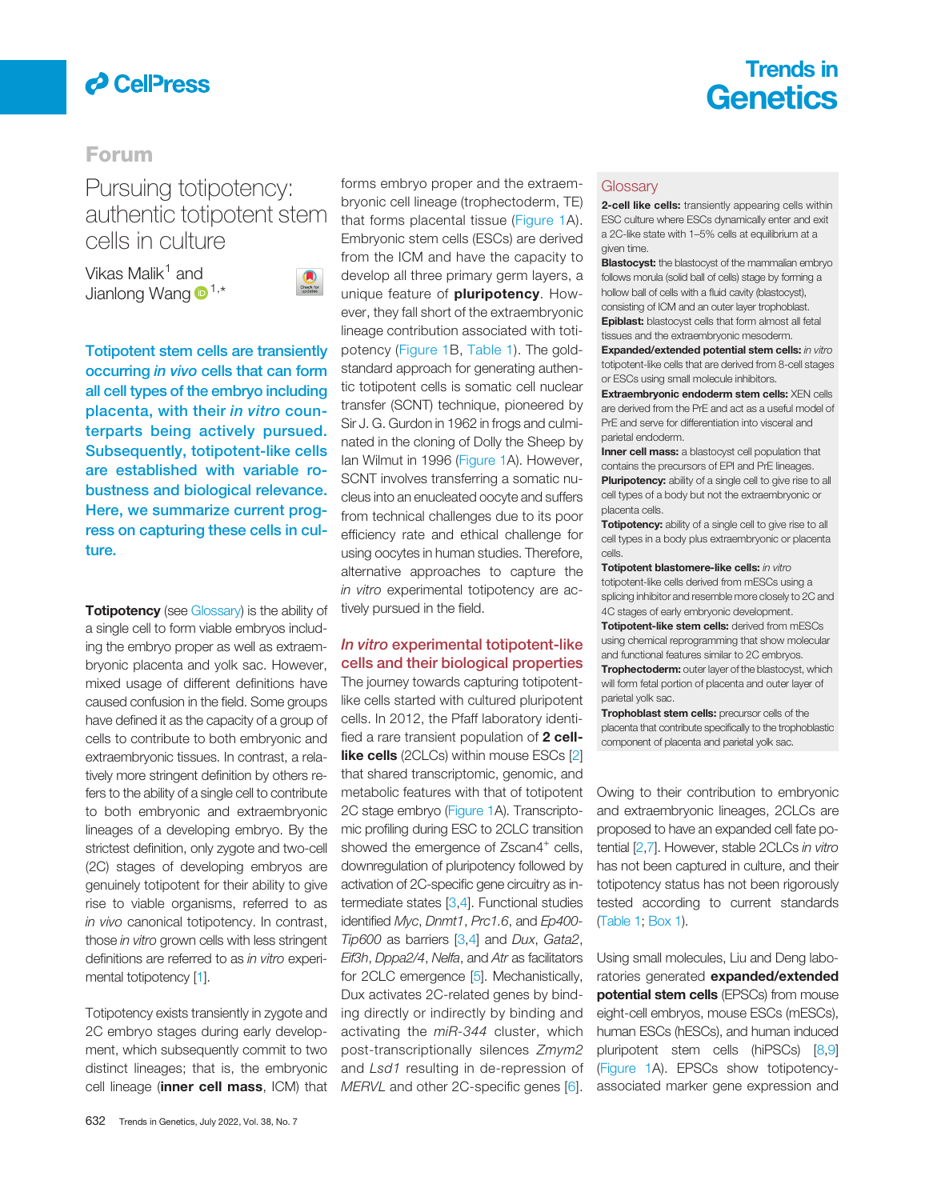Forum

# Pursuing totipotency: authentic totipotent stem cells in culture

Vikas Malik[1] and Jianlong Wang[1,*]

**Totipotent stem cells are transiently occurring *in vivo* cells that can form all cell types of the embryo including placenta, with their *in vitro* counterparts being actively pursued. Subsequently, totipotent-like cells are established with variable robustness and biological relevance. Here, we summarize current progress on capturing these cells in culture.**

**Totipotency** (see Glossary) is the ability of a single cell to form viable embryos including the embryo proper as well as extraembryonic placenta and yolk sac. However, mixed usage of different definitions have caused confusion in the field. Some groups have defined it as the capacity of a group of cells to contribute to both embryonic and extraembryonic tissues. In contrast, a relatively more stringent definition by others refers to the ability of a single cell to contribute to both embryonic and extraembryonic lineages of a developing embryo. By the strictest definition, only zygote and two-cell (2C) stages of developing embryos are genuinely totipotent for their ability to give rise to viable organisms, referred to as *in vivo* canonical totipotency. In contrast, those *in vitro* grown cells with less stringent definitions are referred to as *in vitro* experimental totipotency [1].

Totipotency exists transiently in zygote and 2C embryo stages during early development, which subsequently commit to two distinct lineages; that is, the embryonic cell lineage (**inner cell mass**, ICM) that forms embryo proper and the extraembryonic cell lineage (trophectoderm, TE) that forms placental tissue (Figure 1A). Embryonic stem cells (ESCs) are derived from the ICM and have the capacity to develop all three primary germ layers, a unique feature of **pluripotency**. However, they fall short of the extraembryonic lineage contribution associated with totipotency (Figure 1B, Table 1). The gold-standard approach for generating authentic totipotent cells is somatic cell nuclear transfer (SCNT) technique, pioneered by Sir J. G. Gurdon in 1962 in frogs and culminated in the cloning of Dolly the Sheep by Ian Wilmut in 1996 (Figure 1A). However, SCNT involves transferring a somatic nucleus into an enucleated oocyte and suffers from technical challenges due to its poor efficiency rate and ethical challenge for using oocytes in human studies. Therefore, alternative approaches to capture the *in vitro* experimental totipotency are actively pursued in the field.

## *In vitro* experimental totipotent-like cells and their biological properties

The journey towards capturing totipotent-like cells started with cultured pluripotent cells. In 2012, the Pfaff laboratory identified a rare transient population of **2 cell-like cells** (2CLCs) within mouse ESCs [2] that shared transcriptomic, genomic, and metabolic features with that of totipotent 2C stage embryo (Figure 1A). Transcriptomic profiling during ESC to 2CLC transition showed the emergence of Zscan4$^+$ cells, downregulation of pluripotency followed by activation of 2C-specific gene circuitry as intermediate states [3,4]. Functional studies identified *Myc*, *Dnmt1*, *Prc1.6*, and *Ep400-Tip600* as barriers [3,4] and *Dux*, *Gata2*, *Eif3h*, *Dppa2/4*, *Nelfa*, and *Atr* as facilitators for 2CLC emergence [5]. Mechanistically, Dux activates 2C-related genes by binding directly or indirectly by binding and activating the *miR-344* cluster, which post-transcriptionally silences *Zmym2* and *Lsd1* resulting in de-repression of *MERVL* and other 2C-specific genes [6].

> **Glossary**
>
> **2-cell like cells:** transiently appearing cells within ESC culture where ESCs dynamically enter and exit a 2C-like state with 1–5% cells at equilibrium at a given time.
>
> **Blastocyst:** the blastocyst of the mammalian embryo follows morula (solid ball of cells) stage by forming a hollow ball of cells with a fluid cavity (blastocyst), consisting of ICM and an outer layer trophoblast.
>
> **Epiblast:** blastocyst cells that form almost all fetal tissues and the extraembryonic mesoderm.
>
> **Expanded/extended potential stem cells:** *in vitro* totipotent-like cells that are derived from 8-cell stages or ESCs using small molecule inhibitors.
>
> **Extraembryonic endoderm stem cells:** XEN cells are derived from the PrE and act as a useful model of PrE and serve for differentiation into visceral and parietal endoderm.
>
> **Inner cell mass:** a blastocyst cell population that contains the precursors of EPI and PrE lineages.
>
> **Pluripotency:** ability of a single cell to give rise to all cell types of a body but not the extraembryonic or placenta cells.
>
> **Totipotency:** ability of a single cell to give rise to all cell types in a body plus extraembryonic or placenta cells.
>
> **Totipotent blastomere-like cells:** *in vitro* totipotent-like cells derived from mESCs using a splicing inhibitor and resemble more closely to 2C and 4C stages of early embryonic development.
>
> **Totipotent-like stem cells:** derived from mESCs using chemical reprogramming that show molecular and functional features similar to 2C embryos.
>
> **Trophectoderm:** outer layer of the blastocyst, which will form fetal portion of placenta and outer layer of parietal yolk sac.
>
> **Trophoblast stem cells:** precursor cells of the placenta that contribute specifically to the trophoblastic component of placenta and parietal yolk sac.

Owing to their contribution to embryonic and extraembryonic lineages, 2CLCs are proposed to have an expanded cell fate potential [2,7]. However, stable 2CLCs *in vitro* has not been captured in culture, and their totipotency status has not been rigorously tested according to current standards (Table 1; Box 1).

Using small molecules, Liu and Deng laboratories generated **expanded/extended potential stem cells** (EPSCs) from mouse eight-cell embryos, mouse ESCs (mESCs), human ESCs (hESCs), and human induced pluripotent stem cells (hiPSCs) [8,9] (Figure 1A). EPSCs show totipotency-associated marker gene expression and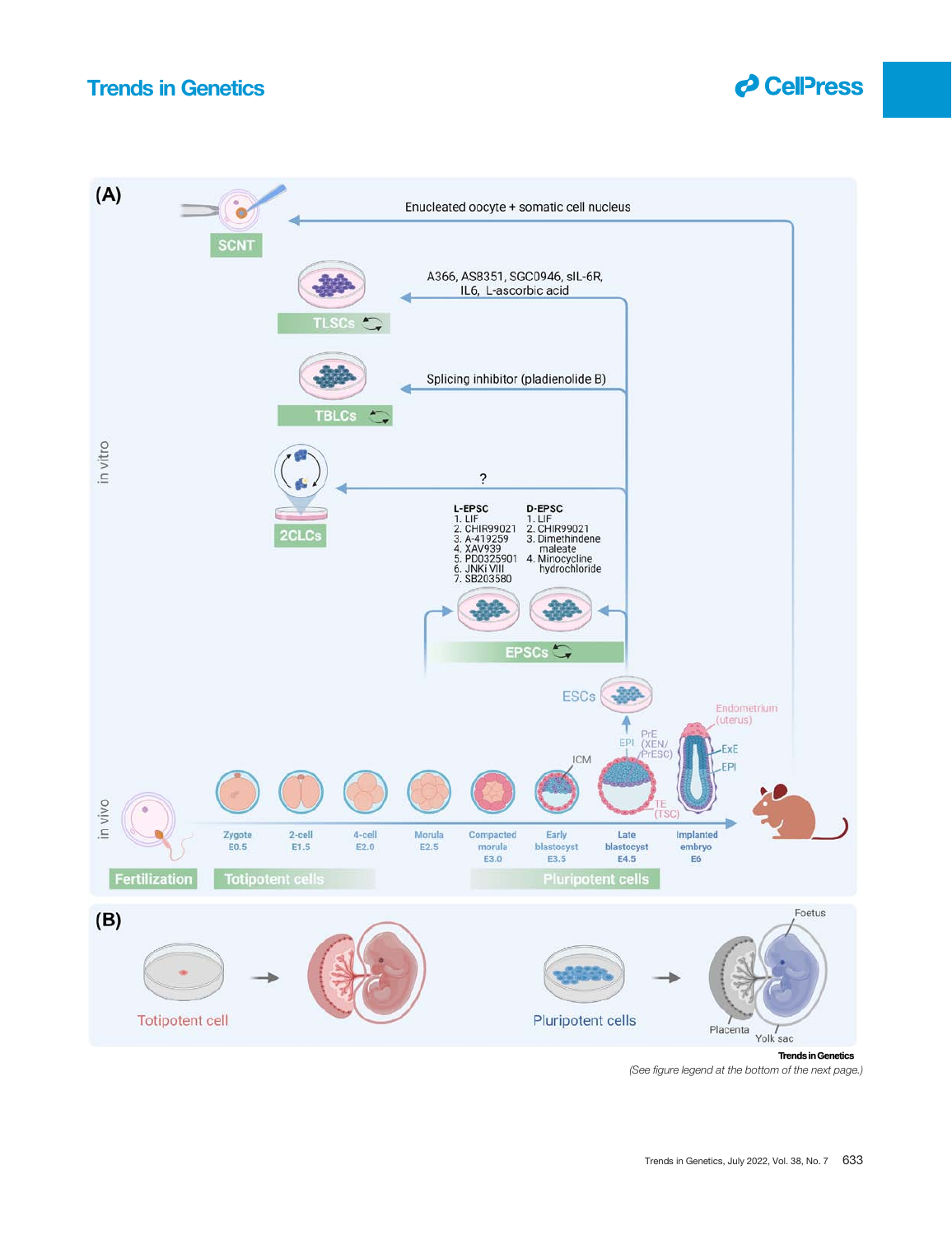**(A)**

SCNT — Enucleated oocyte + somatic cell nucleus

TLSCs — A366, AS8351, SGC0946, sIL-6R, IL6, L-ascorbic acid

TBLCs — Splicing inhibitor (pladienolide B)

2CLCs — ?

EPSCs

| L-EPSC | D-EPSC |
|---|---|
| 1. LIF | 1. LIF |
| 2. CHIR99021 | 2. CHIR99021 |
| 3. A-419259 | 3. Dimethindene maleate |
| 4. XAV939 | 4. Minocycline hydrochloride |
| 5. PD0325901 | |
| 6. JNKi VIII | |
| 7. SB203580 | |

ESCs

in vitro

in vivo

EPI, PrE (XEN/ PrESC), ICM, TE (TSC), Endometrium (uterus), ExE, EPI

Fertilization — Zygote E0.5 — 2-cell E1.5 — 4-cell E2.0 — Morula E2.5 — Compacted morula E3.0 — Early blastocyst E3.5 — Late blastocyst E4.5 — Implanted embryo E6

Totipotent cells

Pluripotent cells

**(B)**

Totipotent cell

Pluripotent cells

Foetus, Placenta, Yolk sac

(See figure legend at the bottom of the next page.)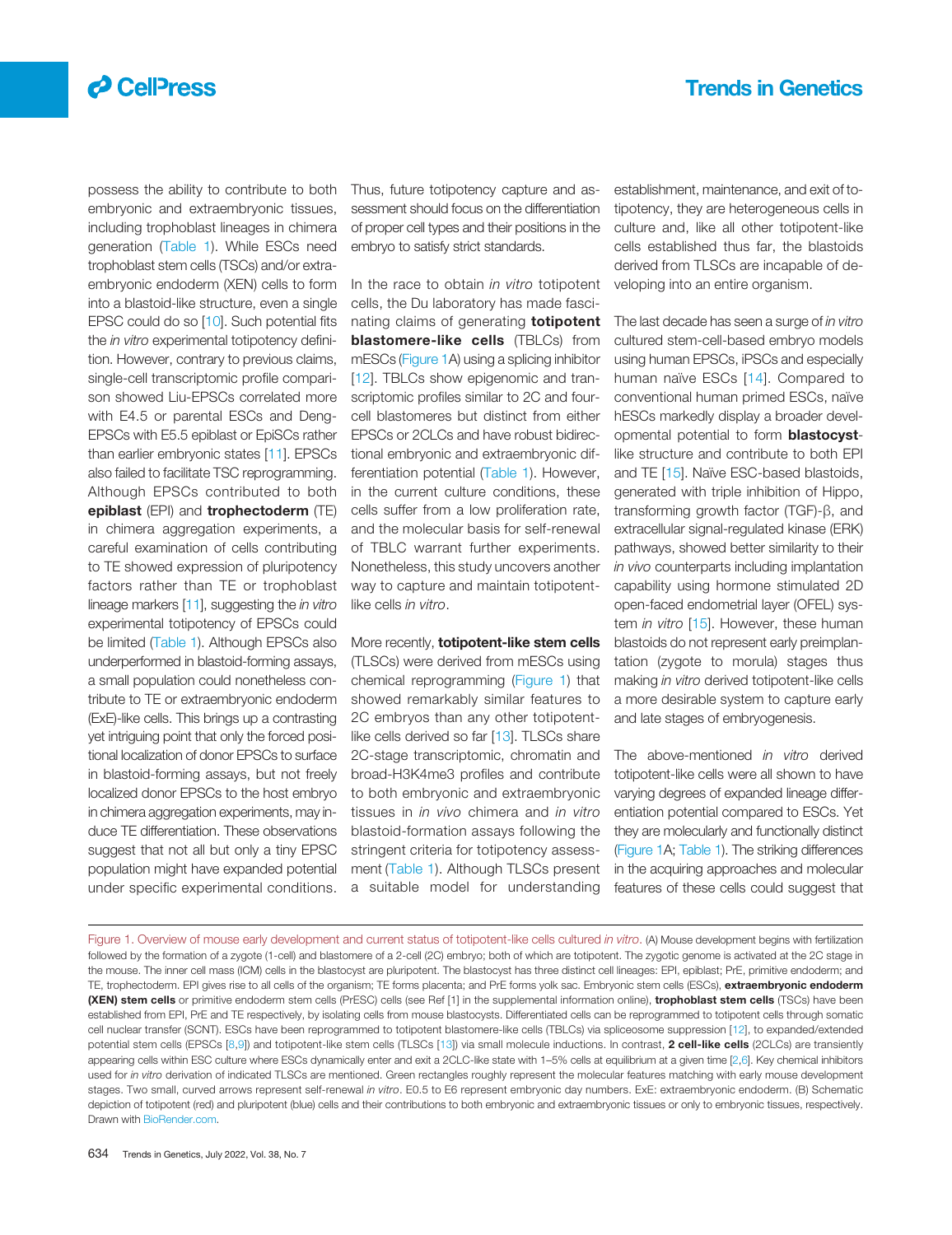possess the ability to contribute to both embryonic and extraembryonic tissues, including trophoblast lineages in chimera generation (Table 1). While ESCs need trophoblast stem cells (TSCs) and/or extraembryonic endoderm (XEN) cells to form into a blastoid-like structure, even a single EPSC could do so [10]. Such potential fits the *in vitro* experimental totipotency definition. However, contrary to previous claims, single-cell transcriptomic profile comparison showed Liu-EPSCs correlated more with E4.5 or parental ESCs and Deng-EPSCs with E5.5 epiblast or EpiSCs rather than earlier embryonic states [11]. EPSCs also failed to facilitate TSC reprogramming. Although EPSCs contributed to both **epiblast** (EPI) and **trophectoderm** (TE) in chimera aggregation experiments, a careful examination of cells contributing to TE showed expression of pluripotency factors rather than TE or trophoblast lineage markers [11], suggesting the *in vitro* experimental totipotency of EPSCs could be limited (Table 1). Although EPSCs also underperformed in blastoid-forming assays, a small population could nonetheless contribute to TE or extraembryonic endoderm (ExE)-like cells. This brings up a contrasting yet intriguing point that only the forced positional localization of donor EPSCs to surface in blastoid-forming assays, but not freely localized donor EPSCs to the host embryo in chimera aggregation experiments, may induce TE differentiation. These observations suggest that not all but only a tiny EPSC population might have expanded potential under specific experimental conditions. Thus, future totipotency capture and assessment should focus on the differentiation of proper cell types and their positions in the embryo to satisfy strict standards.

In the race to obtain *in vitro* totipotent cells, the Du laboratory has made fascinating claims of generating **totipotent blastomere-like cells** (TBLCs) from mESCs (Figure 1A) using a splicing inhibitor [12]. TBLCs show epigenomic and transcriptomic profiles similar to 2C and four-cell blastomeres but distinct from either EPSCs or 2CLCs and have robust bidirectional embryonic and extraembryonic differentiation potential (Table 1). However, in the current culture conditions, these cells suffer from a low proliferation rate, and the molecular basis for self-renewal of TBLC warrant further experiments. Nonetheless, this study uncovers another way to capture and maintain totipotent-like cells *in vitro*.

More recently, **totipotent-like stem cells** (TLSCs) were derived from mESCs using chemical reprogramming (Figure 1) that showed remarkably similar features to 2C embryos than any other totipotent-like cells derived so far [13]. TLSCs share 2C-stage transcriptomic, chromatin and broad-H3K4me3 profiles and contribute to both embryonic and extraembryonic tissues in *in vivo* chimera and *in vitro* blastoid-formation assays following the stringent criteria for totipotency assessment (Table 1). Although TLSCs present a suitable model for understanding establishment, maintenance, and exit of totipotency, they are heterogeneous cells in culture and, like all other totipotent-like cells established thus far, the blastoids derived from TLSCs are incapable of developing into an entire organism.

The last decade has seen a surge of *in vitro* cultured stem-cell-based embryo models using human EPSCs, iPSCs and especially human naïve ESCs [14]. Compared to conventional human primed ESCs, naïve hESCs markedly display a broader developmental potential to form **blastocyst**-like structure and contribute to both EPI and TE [15]. Naïve ESC-based blastoids, generated with triple inhibition of Hippo, transforming growth factor (TGF)-β, and extracellular signal-regulated kinase (ERK) pathways, showed better similarity to their *in vivo* counterparts including implantation capability using hormone stimulated 2D open-faced endometrial layer (OFEL) system *in vitro* [15]. However, these human blastoids do not represent early preimplantation (zygote to morula) stages thus making *in vitro* derived totipotent-like cells a more desirable system to capture early and late stages of embryogenesis.

The above-mentioned *in vitro* derived totipotent-like cells were all shown to have varying degrees of expanded lineage differentiation potential compared to ESCs. Yet they are molecularly and functionally distinct (Figure 1A; Table 1). The striking differences in the acquiring approaches and molecular features of these cells could suggest that

Figure 1. Overview of mouse early development and current status of totipotent-like cells cultured *in vitro*. (A) Mouse development begins with fertilization followed by the formation of a zygote (1-cell) and blastomere of a 2-cell (2C) embryo; both of which are totipotent. The zygotic genome is activated at the 2C stage in the mouse. The inner cell mass (ICM) cells in the blastocyst are pluripotent. The blastocyst has three distinct cell lineages: EPI, epiblast; PrE, primitive endoderm; and TE, trophectoderm. EPI gives rise to all cells of the organism; TE forms placenta; and PrE forms yolk sac. Embryonic stem cells (ESCs), **extraembryonic endoderm (XEN) stem cells** or primitive endoderm stem cells (PrESC) cells (see Ref [1] in the supplemental information online), **trophoblast stem cells** (TSCs) have been established from EPI, PrE and TE respectively, by isolating cells from mouse blastocysts. Differentiated cells can be reprogrammed to totipotent cells through somatic cell nuclear transfer (SCNT). ESCs have been reprogrammed to totipotent blastomere-like cells (TBLCs) via spliceosome suppression [12], to expanded/extended potential stem cells (EPSCs [8,9]) and totipotent-like stem cells (TLSCs [13]) via small molecule inductions. In contrast, **2 cell-like cells** (2CLCs) are transiently appearing cells within ESC culture where ESCs dynamically enter and exit a 2CLC-like state with 1–5% cells at equilibrium at a given time [2,6]. Key chemical inhibitors used for *in vitro* derivation of indicated TLSCs are mentioned. Green rectangles roughly represent the molecular features matching with early mouse development stages. Two small, curved arrows represent self-renewal *in vitro*. E0.5 to E6 represent embryonic day numbers. ExE: extraembryonic endoderm. (B) Schematic depiction of totipotent (red) and pluripotent (blue) cells and their contributions to both embryonic and extraembryonic tissues or only to embryonic tissues, respectively. Drawn with BioRender.com.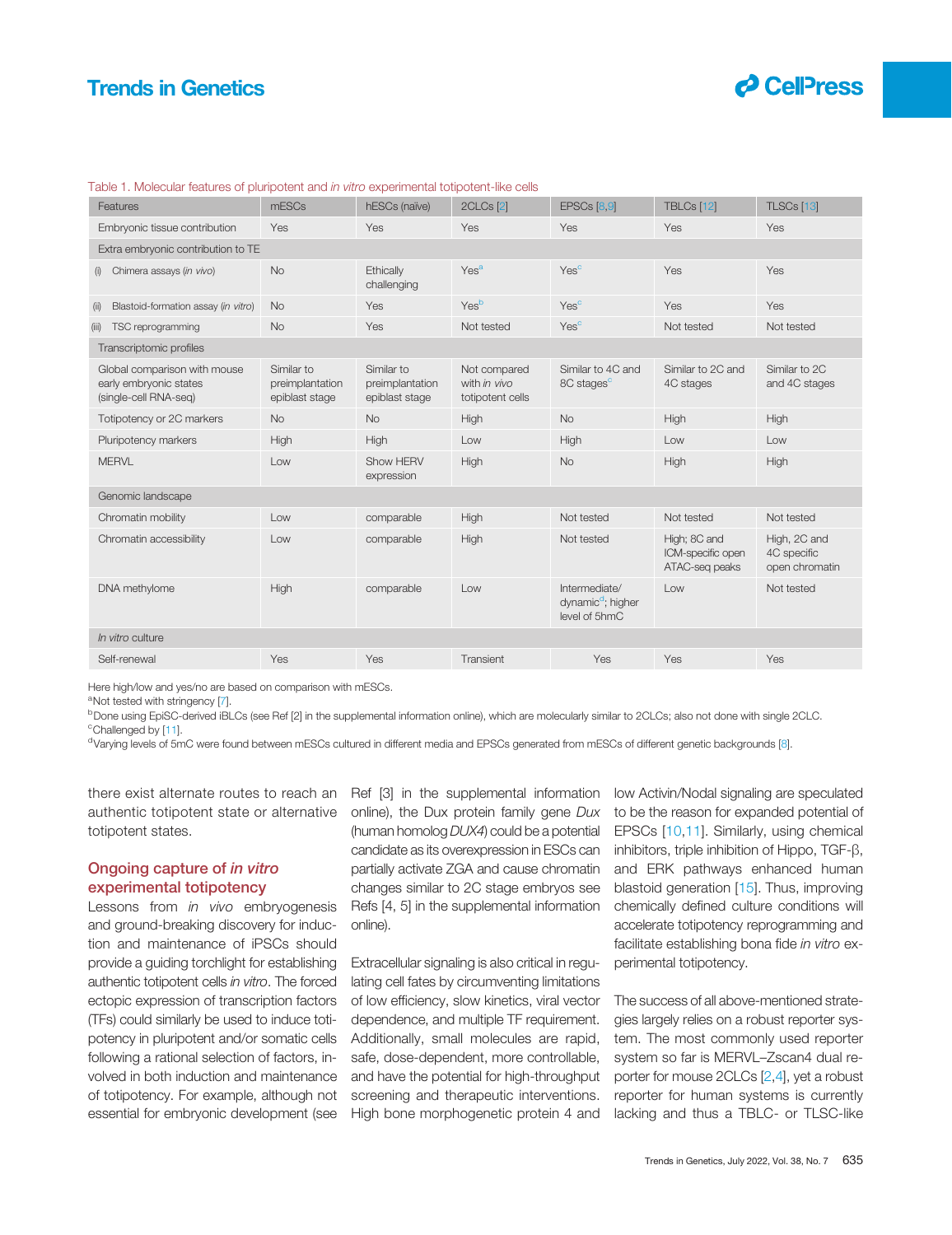Table 1. Molecular features of pluripotent and *in vitro* experimental totipotent-like cells

| Features | mESCs | hESCs (naïve) | 2CLCs [2] | EPSCs [8,9] | TBLCs [12] | TLSCs [13] |
|---|---|---|---|---|---|---|
| Embryonic tissue contribution | Yes | Yes | Yes | Yes | Yes | Yes |
| Extra embryonic contribution to TE | | | | | | |
| (i) Chimera assays (*in vivo*) | No | Ethically challenging | Yes[a] | Yes[c] | Yes | Yes |
| (ii) Blastoid-formation assay (*in vitro*) | No | Yes | Yes[b] | Yes[c] | Yes | Yes |
| (iii) TSC reprogramming | No | Yes | Not tested | Yes[c] | Not tested | Not tested |
| Transcriptomic profiles | | | | | | |
| Global comparison with mouse early embryonic states (single-cell RNA-seq) | Similar to preimplantation epiblast stage | Similar to preimplantation epiblast stage | Not compared with *in vivo* totipotent cells | Similar to 4C and 8C stages[c] | Similar to 2C and 4C stages | Similar to 2C and 4C stages |
| Totipotency or 2C markers | No | No | High | No | High | High |
| Pluripotency markers | High | High | Low | High | Low | Low |
| MERVL | Low | Show HERV expression | High | No | High | High |
| Genomic landscape | | | | | | |
| Chromatin mobility | Low | comparable | High | Not tested | Not tested | Not tested |
| Chromatin accessibility | Low | comparable | High | Not tested | High; 8C and ICM-specific open ATAC-seq peaks | High, 2C and 4C specific open chromatin |
| DNA methylome | High | comparable | Low | Intermediate/ dynamic[d]; higher level of 5hmC | Low | Not tested |
| *In vitro* culture | | | | | | |
| Self-renewal | Yes | Yes | Transient | Yes | Yes | Yes |

Here high/low and yes/no are based on comparison with mESCs.
[a]Not tested with stringency [7].
[b]Done using EpiSC-derived iBLCs (see Ref [2] in the supplemental information online), which are molecularly similar to 2CLCs; also not done with single 2CLC.
[c]Challenged by [11].
[d]Varying levels of 5mC were found between mESCs cultured in different media and EPSCs generated from mESCs of different genetic backgrounds [8].

there exist alternate routes to reach an authentic totipotent state or alternative totipotent states.

## Ongoing capture of *in vitro* experimental totipotency

Lessons from *in vivo* embryogenesis and ground-breaking discovery for induction and maintenance of iPSCs should provide a guiding torchlight for establishing authentic totipotent cells *in vitro*. The forced ectopic expression of transcription factors (TFs) could similarly be used to induce totipotency in pluripotent and/or somatic cells following a rational selection of factors, involved in both induction and maintenance of totipotency. For example, although not essential for embryonic development (see Ref [3] in the supplemental information online), the Dux protein family gene *Dux* (human homolog *DUX4*) could be a potential candidate as its overexpression in ESCs can partially activate ZGA and cause chromatin changes similar to 2C stage embryos see Refs [4, 5] in the supplemental information online).

Extracellular signaling is also critical in regulating cell fates by circumventing limitations of low efficiency, slow kinetics, viral vector dependence, and multiple TF requirement. Additionally, small molecules are rapid, safe, dose-dependent, more controllable, and have the potential for high-throughput screening and therapeutic interventions. High bone morphogenetic protein 4 and low Activin/Nodal signaling are speculated to be the reason for expanded potential of EPSCs [10,11]. Similarly, using chemical inhibitors, triple inhibition of Hippo, TGF-β, and ERK pathways enhanced human blastoid generation [15]. Thus, improving chemically defined culture conditions will accelerate totipotency reprogramming and facilitate establishing bona fide *in vitro* experimental totipotency.

The success of all above-mentioned strategies largely relies on a robust reporter system. The most commonly used reporter system so far is MERVL–Zscan4 dual reporter for mouse 2CLCs [2,4], yet a robust reporter for human systems is currently lacking and thus a TBLC- or TLSC-like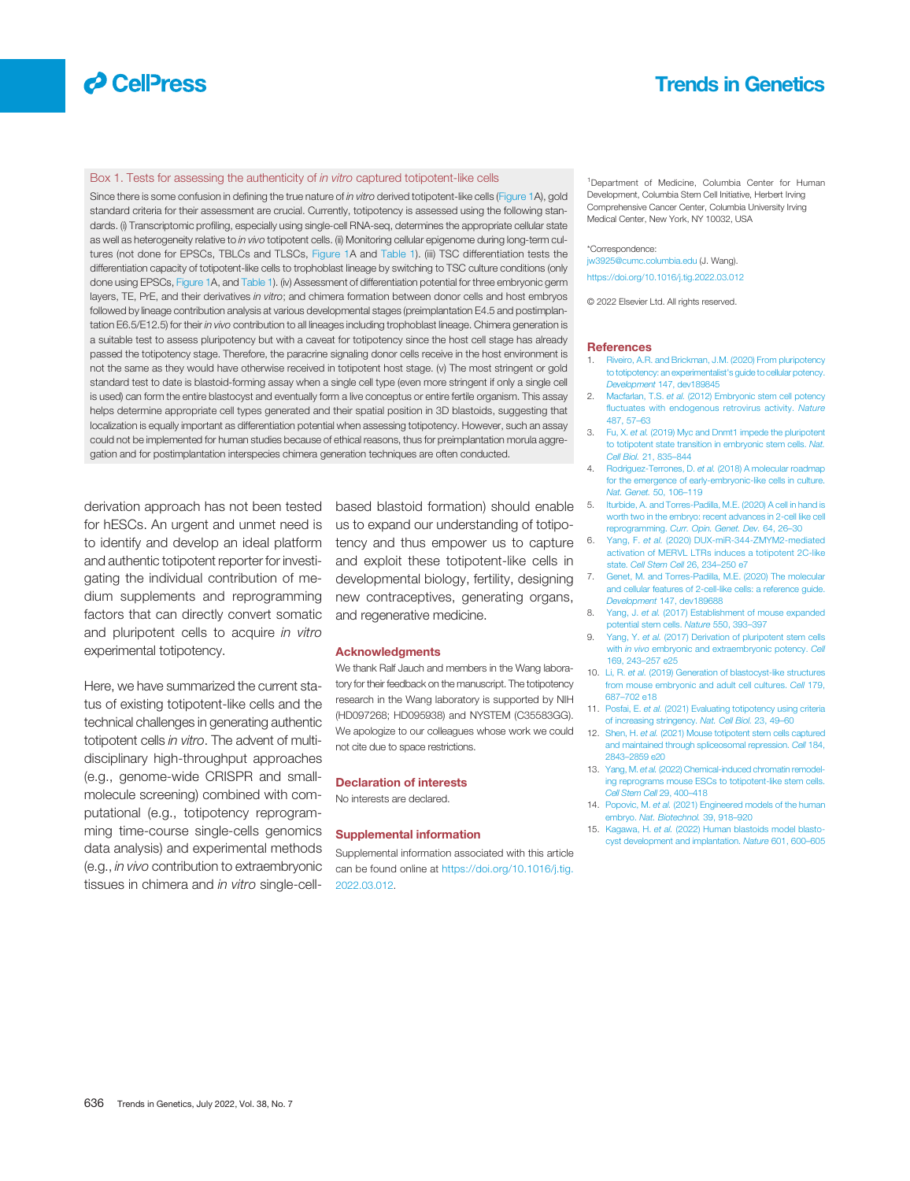### Box 1. Tests for assessing the authenticity of *in vitro* captured totipotent-like cells

Since there is some confusion in defining the true nature of *in vitro* derived totipotent-like cells (Figure 1A), gold standard criteria for their assessment are crucial. Currently, totipotency is assessed using the following standards. (i) Transcriptomic profiling, especially using single-cell RNA-seq, determines the appropriate cellular state as well as heterogeneity relative to *in vivo* totipotent cells. (ii) Monitoring cellular epigenome during long-term cultures (not done for EPSCs, TBLCs and TLSCs, Figure 1A and Table 1). (iii) TSC differentiation tests the differentiation capacity of totipotent-like cells to trophoblast lineage by switching to TSC culture conditions (only done using EPSCs, Figure 1A, and Table 1). (iv) Assessment of differentiation potential for three embryonic germ layers, TE, PrE, and their derivatives *in vitro*; and chimera formation between donor cells and host embryos followed by lineage contribution analysis at various developmental stages (preimplantation E4.5 and postimplantation E6.5/E12.5) for their *in vivo* contribution to all lineages including trophoblast lineage. Chimera generation is a suitable test to assess pluripotency but with a caveat for totipotency since the host cell stage has already passed the totipotency stage. Therefore, the paracrine signaling donor cells receive in the host environment is not the same as they would have otherwise received in totipotent host stage. (v) The most stringent or gold standard test to date is blastoid-forming assay when a single cell type (even more stringent if only a single cell is used) can form the entire blastocyst and eventually form a live conceptus or entire fertile organism. This assay helps determine appropriate cell types generated and their spatial position in 3D blastoids, suggesting that localization is equally important as differentiation potential when assessing totipotency. However, such an assay could not be implemented for human studies because of ethical reasons, thus for preimplantation morula aggregation and for postimplantation interspecies chimera generation techniques are often conducted.

derivation approach has not been tested for hESCs. An urgent and unmet need is to identify and develop an ideal platform and authentic totipotent reporter for investigating the individual contribution of medium supplements and reprogramming factors that can directly convert somatic and pluripotent cells to acquire *in vitro* experimental totipotency.

Here, we have summarized the current status of existing totipotent-like cells and the technical challenges in generating authentic totipotent cells *in vitro*. The advent of multidisciplinary high-throughput approaches (e.g., genome-wide CRISPR and small-molecule screening) combined with computational (e.g., totipotency reprogramming time-course single-cells genomics data analysis) and experimental methods (e.g., *in vivo* contribution to extraembryonic tissues in chimera and *in vitro* single-cell-based blastoid formation) should enable us to expand our understanding of totipotency and thus empower us to capture and exploit these totipotent-like cells in developmental biology, fertility, designing new contraceptives, generating organs, and regenerative medicine.

## Acknowledgments

We thank Ralf Jauch and members in the Wang laboratory for their feedback on the manuscript. The totipotency research in the Wang laboratory is supported by NIH (HD097268; HD095938) and NYSTEM (C35583GG). We apologize to our colleagues whose work we could not cite due to space restrictions.

## Declaration of interests

No interests are declared.

## Supplemental information

Supplemental information associated with this article can be found online at https://doi.org/10.1016/j.tig.2022.03.012.

[1]Department of Medicine, Columbia Center for Human Development, Columbia Stem Cell Initiative, Herbert Irving Comprehensive Cancer Center, Columbia University Irving Medical Center, New York, NY 10032, USA

*Correspondence:
jw3925@cumc.columbia.edu (J. Wang).

https://doi.org/10.1016/j.tig.2022.03.012

© 2022 Elsevier Ltd. All rights reserved.

## References

1. Riveiro, A.R. and Brickman, J.M. (2020) From pluripotency to totipotency: an experimentalist's guide to cellular potency. *Development* 147, dev189845
2. Macfarlan, T.S. *et al.* (2012) Embryonic stem cell potency fluctuates with endogenous retrovirus activity. *Nature* 487, 57–63
3. Fu, X. *et al.* (2019) Myc and Dnmt1 impede the pluripotent to totipotent state transition in embryonic stem cells. *Nat. Cell Biol.* 21, 835–844
4. Rodriguez-Terrones, D. *et al.* (2018) A molecular roadmap for the emergence of early-embryonic-like cells in culture. *Nat. Genet.* 50, 106–119
5. Iturbide, A. and Torres-Padilla, M.E. (2020) A cell in hand is worth two in the embryo: recent advances in 2-cell like cell reprogramming. *Curr. Opin. Genet. Dev.* 64, 26–30
6. Yang, F. *et al.* (2020) DUX-miR-344-ZMYM2-mediated activation of MERVL LTRs induces a totipotent 2C-like state. *Cell Stem Cell* 26, 234–250 e7
7. Genet, M. and Torres-Padilla, M.E. (2020) The molecular and cellular features of 2-cell-like cells: a reference guide. *Development* 147, dev189688
8. Yang, J. *et al.* (2017) Establishment of mouse expanded potential stem cells. *Nature* 550, 393–397
9. Yang, Y. *et al.* (2017) Derivation of pluripotent stem cells with *in vivo* embryonic and extraembryonic potency. *Cell* 169, 243–257 e25
10. Li, R. *et al.* (2019) Generation of blastocyst-like structures from mouse embryonic and adult cell cultures. *Cell* 179, 687–702 e18
11. Posfai, E. *et al.* (2021) Evaluating totipotency using criteria of increasing stringency. *Nat. Cell Biol.* 23, 49–60
12. Shen, H. *et al.* (2021) Mouse totipotent stem cells captured and maintained through spliceosomal repression. *Cell* 184, 2843–2859 e20
13. Yang, M. *et al.* (2022) Chemical-induced chromatin remodeling reprograms mouse ESCs to totipotent-like stem cells. *Cell Stem Cell* 29, 400–418
14. Popovic, M. *et al.* (2021) Engineered models of the human embryo. *Nat. Biotechnol.* 39, 918–920
15. Kagawa, H. *et al.* (2022) Human blastoids model blastocyst development and implantation. *Nature* 601, 600–605